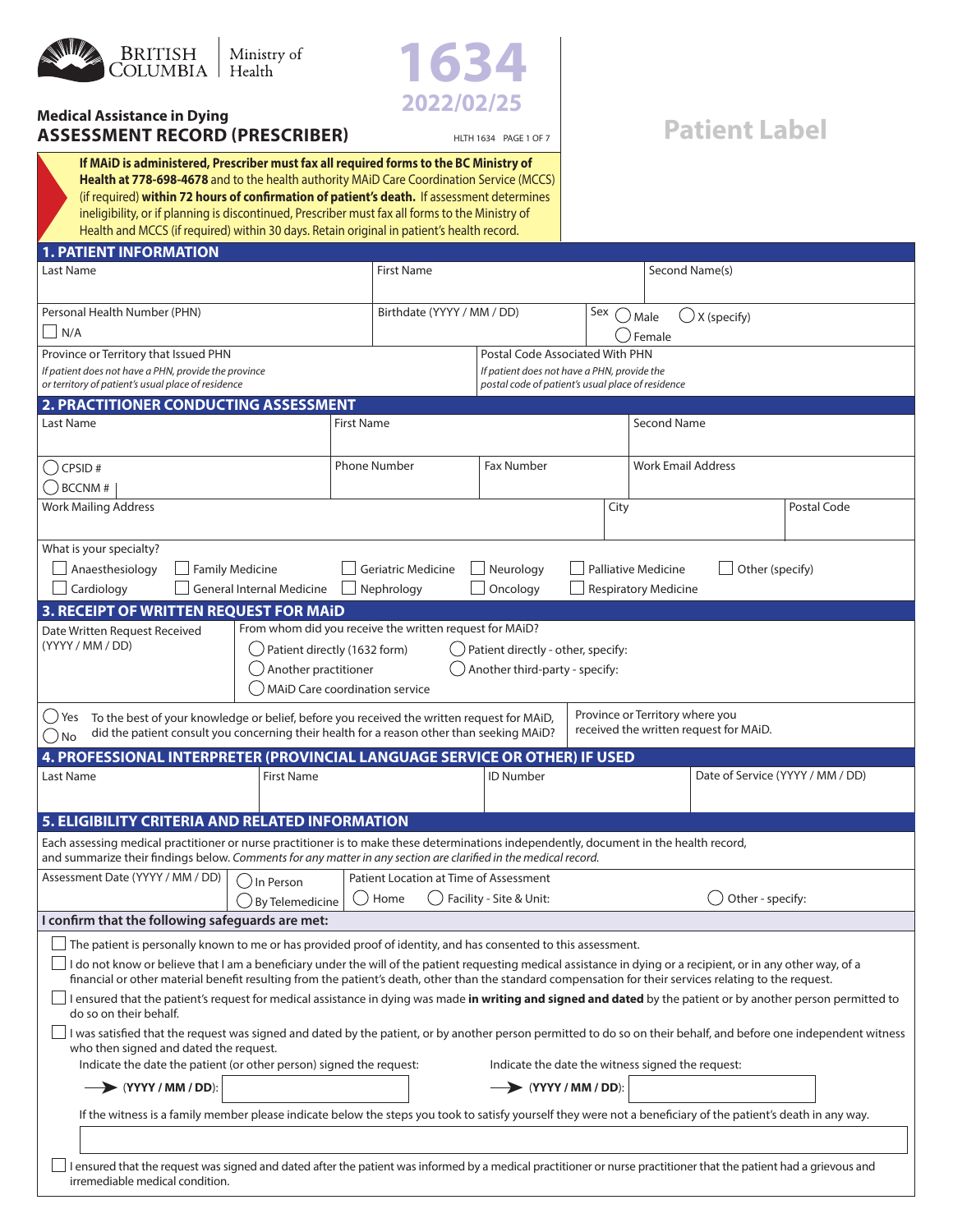BRITISH COLUMBIA | Ministry of Health

**1634**
**2022/02/25**

# Medical Assistance in Dying
# ASSESSMENT RECORD (PRESCRIBER)

HLTH 1634 PAGE 1 OF 7

**Patient Label**

**If MAiD is administered, Prescriber must fax all required forms to the BC Ministry of Health at 778-698-4678** and to the health authority MAiD Care Coordination Service (MCCS) (if required) **within 72 hours of confirmation of patient's death.** If assessment determines ineligibility, or if planning is discontinued, Prescriber must fax all forms to the Ministry of Health and MCCS (if required) within 30 days. Retain original in patient's health record.

## 1. PATIENT INFORMATION

| Last Name | First Name | Second Name(s) |
|---|---|---|
| | | |

| Personal Health Number (PHN) ☐ N/A | Birthdate (YYYY / MM / DD) | Sex ◯ Male ◯ Female ◯ X (specify) |
|---|---|---|
| | | |

| Province or Territory that Issued PHN *If patient does not have a PHN, provide the province or territory of patient's usual place of residence* | Postal Code Associated With PHN *If patient does not have a PHN, provide the postal code of patient's usual place of residence* |
|---|---|
| | |

## 2. PRACTITIONER CONDUCTING ASSESSMENT

| Last Name | First Name | Second Name |
|---|---|---|
| | | |

| ◯ CPSID # ◯ BCCNM # | Phone Number | Fax Number | Work Email Address |
|---|---|---|---|
| | | | |

| Work Mailing Address | City | Postal Code |
|---|---|---|
| | | |

What is your specialty?

☐ Anaesthesiology ☐ Family Medicine ☐ Geriatric Medicine ☐ Neurology ☐ Palliative Medicine ☐ Other (specify)
☐ Cardiology ☐ General Internal Medicine ☐ Nephrology ☐ Oncology ☐ Respiratory Medicine

## 3. RECEIPT OF WRITTEN REQUEST FOR MAiD

Date Written Request Received (YYYY / MM / DD)

From whom did you receive the written request for MAiD?

◯ Patient directly (1632 form) ◯ Patient directly - other, specify:
◯ Another practitioner ◯ Another third-party - specify:
◯ MAiD Care coordination service

◯ Yes ◯ No To the best of your knowledge or belief, before you received the written request for MAiD, did the patient consult you concerning their health for a reason other than seeking MAiD?

Province or Territory where you received the written request for MAiD.

## 4. PROFESSIONAL INTERPRETER (PROVINCIAL LANGUAGE SERVICE OR OTHER) IF USED

| Last Name | First Name | ID Number | Date of Service (YYYY / MM / DD) |
|---|---|---|---|
| | | | |

## 5. ELIGIBILITY CRITERIA AND RELATED INFORMATION

Each assessing medical practitioner or nurse practitioner is to make these determinations independently, document in the health record, and summarize their findings below. *Comments for any matter in any section are clarified in the medical record.*

Assessment Date (YYYY / MM / DD) ◯ In Person ◯ By Telemedicine

Patient Location at Time of Assessment ◯ Home ◯ Facility - Site & Unit: ◯ Other - specify:

**I confirm that the following safeguards are met:**

☐ The patient is personally known to me or has provided proof of identity, and has consented to this assessment.

☐ I do not know or believe that I am a beneficiary under the will of the patient requesting medical assistance in dying or a recipient, or in any other way, of a financial or other material benefit resulting from the patient's death, other than the standard compensation for their services relating to the request.

☐ I ensured that the patient's request for medical assistance in dying was made **in writing and signed and dated** by the patient or by another person permitted to do so on their behalf.

☐ I was satisfied that the request was signed and dated by the patient, or by another person permitted to do so on their behalf, and before one independent witness who then signed and dated the request.

Indicate the date the patient (or other person) signed the request: → **(YYYY / MM / DD)**:

Indicate the date the witness signed the request: → **(YYYY / MM / DD)**:

If the witness is a family member please indicate below the steps you took to satisfy yourself they were not a beneficiary of the patient's death in any way.

☐ I ensured that the request was signed and dated after the patient was informed by a medical practitioner or nurse practitioner that the patient had a grievous and irremediable medical condition.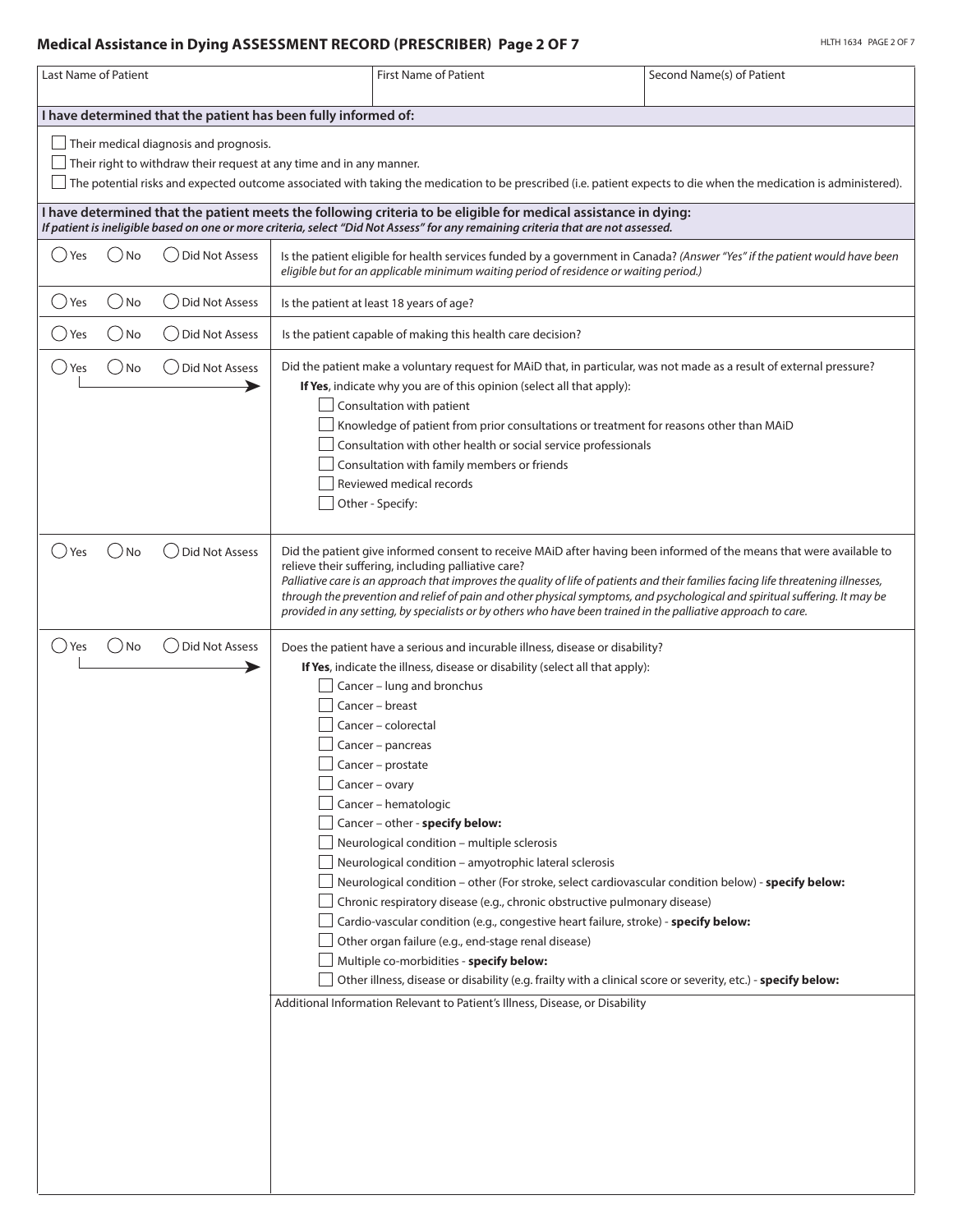## Medical Assistance in Dying ASSESSMENT RECORD (PRESCRIBER) Page 2 OF 7

| Last Name of Patient | First Name of Patient | Second Name(s) of Patient |
| --- | --- | --- |
| | | |

**I have determined that the patient has been fully informed of:**

- ☐ Their medical diagnosis and prognosis.
- ☐ Their right to withdraw their request at any time and in any manner.
- ☐ The potential risks and expected outcome associated with taking the medication to be prescribed (i.e. patient expects to die when the medication is administered).

**I have determined that the patient meets the following criteria to be eligible for medical assistance in dying:**
***If patient is ineligible based on one or more criteria, select "Did Not Assess" for any remaining criteria that are not assessed.***

| Response | Criterion |
| --- | --- |
| ◯ Yes ◯ No ◯ Did Not Assess | Is the patient eligible for health services funded by a government in Canada? *(Answer "Yes" if the patient would have been eligible but for an applicable minimum waiting period of residence or waiting period.)* |
| ◯ Yes ◯ No ◯ Did Not Assess | Is the patient at least 18 years of age? |
| ◯ Yes ◯ No ◯ Did Not Assess | Is the patient capable of making this health care decision? |
| ◯ Yes ◯ No ◯ Did Not Assess | Did the patient make a voluntary request for MAiD that, in particular, was not made as a result of external pressure?<br>**If Yes**, indicate why you are of this opinion (select all that apply):<br>☐ Consultation with patient<br>☐ Knowledge of patient from prior consultations or treatment for reasons other than MAiD<br>☐ Consultation with other health or social service professionals<br>☐ Consultation with family members or friends<br>☐ Reviewed medical records<br>☐ Other - Specify: |
| ◯ Yes ◯ No ◯ Did Not Assess | Did the patient give informed consent to receive MAiD after having been informed of the means that were available to relieve their suffering, including palliative care?<br>*Palliative care is an approach that improves the quality of life of patients and their families facing life threatening illnesses, through the prevention and relief of pain and other physical symptoms, and psychological and spiritual suffering. It may be provided in any setting, by specialists or by others who have been trained in the palliative approach to care.* |
| ◯ Yes ◯ No ◯ Did Not Assess | Does the patient have a serious and incurable illness, disease or disability?<br>**If Yes**, indicate the illness, disease or disability (select all that apply):<br>☐ Cancer – lung and bronchus<br>☐ Cancer – breast<br>☐ Cancer – colorectal<br>☐ Cancer – pancreas<br>☐ Cancer – prostate<br>☐ Cancer – ovary<br>☐ Cancer – hematologic<br>☐ Cancer – other - **specify below:**<br>☐ Neurological condition – multiple sclerosis<br>☐ Neurological condition – amyotrophic lateral sclerosis<br>☐ Neurological condition – other (For stroke, select cardiovascular condition below) - **specify below:**<br>☐ Chronic respiratory disease (e.g., chronic obstructive pulmonary disease)<br>☐ Cardio-vascular condition (e.g., congestive heart failure, stroke) - **specify below:**<br>☐ Other organ failure (e.g., end-stage renal disease)<br>☐ Multiple co-morbidities - **specify below:**<br>☐ Other illness, disease or disability (e.g. frailty with a clinical score or severity, etc.) - **specify below:** |
| | Additional Information Relevant to Patient's Illness, Disease, or Disability |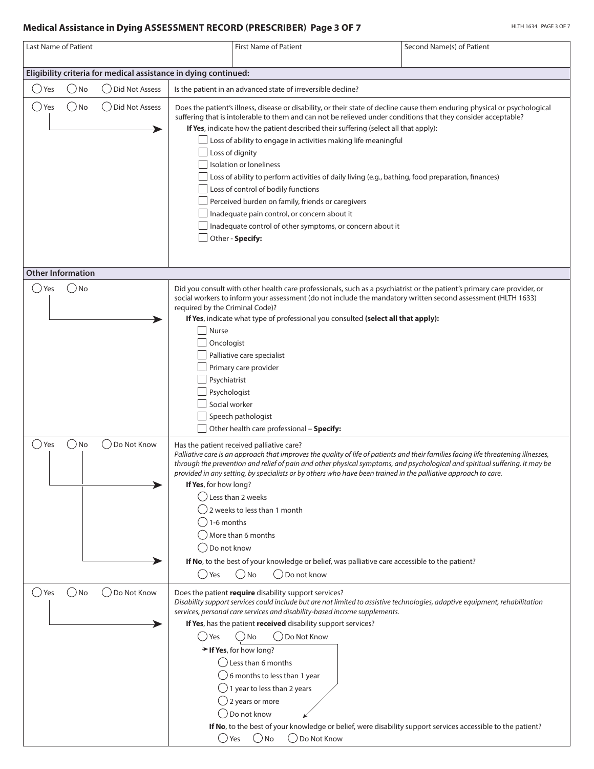## Medical Assistance in Dying ASSESSMENT RECORD (PRESCRIBER) Page 3 OF 7

| Last Name of Patient | First Name of Patient | Second Name(s) of Patient |
|---|---|---|
| | | |

**Eligibility criteria for medical assistance in dying continued:**

◯ Yes ◯ No ◯ Did Not Assess — Is the patient in an advanced state of irreversible decline?

◯ Yes ◯ No ◯ Did Not Assess — Does the patient's illness, disease or disability, or their state of decline cause them enduring physical or psychological suffering that is intolerable to them and can not be relieved under conditions that they consider acceptable?

**If Yes**, indicate how the patient described their suffering (select all that apply):

- ☐ Loss of ability to engage in activities making life meaningful
- ☐ Loss of dignity
- ☐ Isolation or loneliness
- ☐ Loss of ability to perform activities of daily living (e.g., bathing, food preparation, finances)
- ☐ Loss of control of bodily functions
- ☐ Perceived burden on family, friends or caregivers
- ☐ Inadequate pain control, or concern about it
- ☐ Inadequate control of other symptoms, or concern about it
- ☐ Other - **Specify:**

**Other Information**

◯ Yes ◯ No — Did you consult with other health care professionals, such as a psychiatrist or the patient's primary care provider, or social workers to inform your assessment (do not include the mandatory written second assessment (HLTH 1633) required by the Criminal Code)?

**If Yes**, indicate what type of professional you consulted **(select all that apply):**

- ☐ Nurse
- ☐ Oncologist
- ☐ Palliative care specialist
- ☐ Primary care provider
- ☐ Psychiatrist
- ☐ Psychologist
- ☐ Social worker
- ☐ Speech pathologist
- ☐ Other health care professional – **Specify:**

◯ Yes ◯ No ◯ Do Not Know — Has the patient received palliative care?

*Palliative care is an approach that improves the quality of life of patients and their families facing life threatening illnesses, through the prevention and relief of pain and other physical symptoms, and psychological and spiritual suffering. It may be provided in any setting, by specialists or by others who have been trained in the palliative approach to care.*

**If Yes**, for how long?

- ◯ Less than 2 weeks
- ◯ 2 weeks to less than 1 month
- ◯ 1-6 months
- ◯ More than 6 months
- ◯ Do not know

**If No**, to the best of your knowledge or belief, was palliative care accessible to the patient?

◯ Yes ◯ No ◯ Do not know

◯ Yes ◯ No ◯ Do Not Know — Does the patient **require** disability support services?

*Disability support services could include but are not limited to assistive technologies, adaptive equipment, rehabilitation services, personal care services and disability-based income supplements.*

**If Yes**, has the patient **received** disability support services?

◯ Yes ◯ No ◯ Do Not Know

**If Yes**, for how long?

- ◯ Less than 6 months
- ◯ 6 months to less than 1 year
- ◯ 1 year to less than 2 years
- ◯ 2 years or more
- ◯ Do not know

**If No**, to the best of your knowledge or belief, were disability support services accessible to the patient?

◯ Yes ◯ No ◯ Do Not Know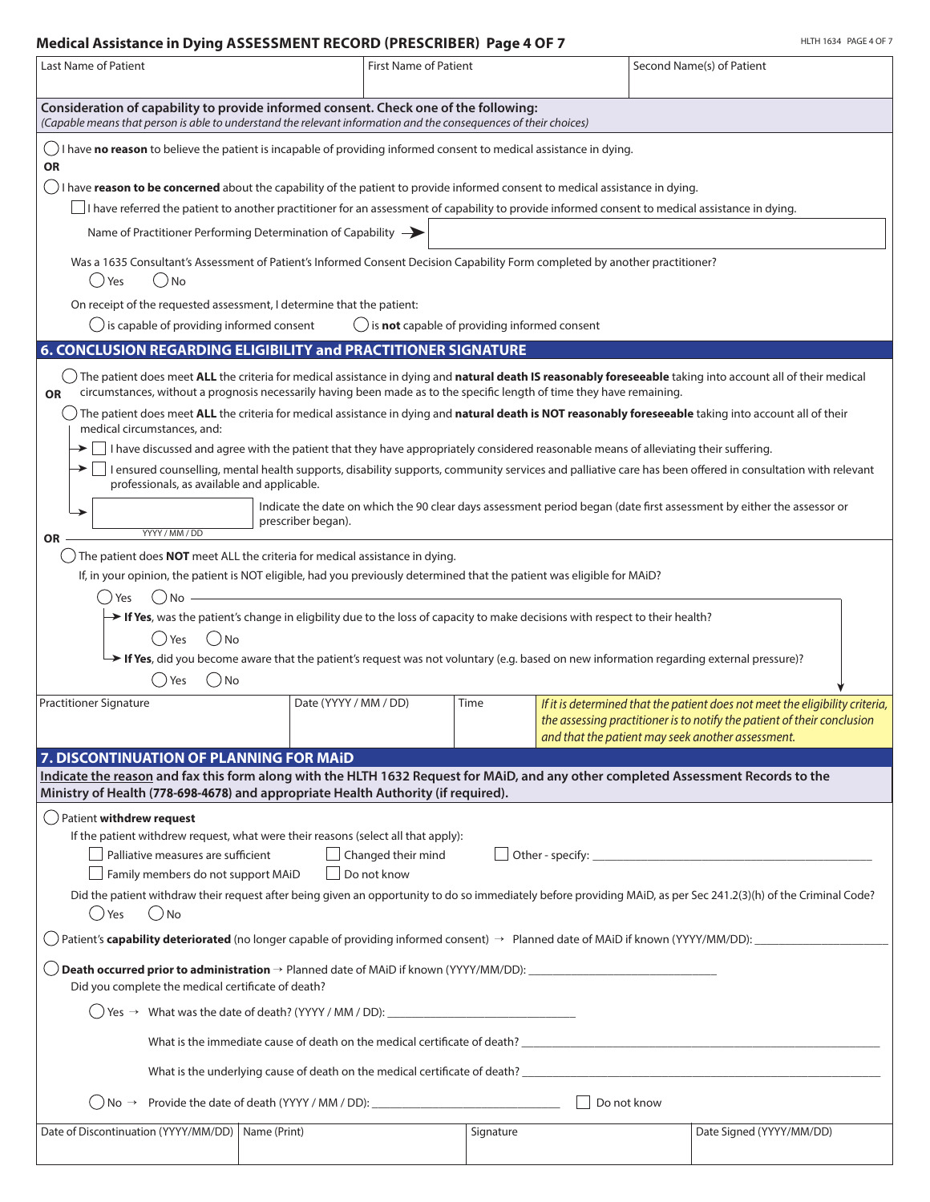## Medical Assistance in Dying ASSESSMENT RECORD (PRESCRIBER) Page 4 OF 7

| Last Name of Patient | First Name of Patient | Second Name(s) of Patient |
|---|---|---|
| | | |

**Consideration of capability to provide informed consent. Check one of the following:**
*(Capable means that person is able to understand the relevant information and the consequences of their choices)*

◯ I have **no reason** to believe the patient is incapable of providing informed consent to medical assistance in dying.

**OR**

◯ I have **reason to be concerned** about the capability of the patient to provide informed consent to medical assistance in dying.

☐ I have referred the patient to another practitioner for an assessment of capability to provide informed consent to medical assistance in dying.

Name of Practitioner Performing Determination of Capability →

Was a 1635 Consultant's Assessment of Patient's Informed Consent Decision Capability Form completed by another practitioner?
◯ Yes ◯ No

On receipt of the requested assessment, I determine that the patient:
◯ is capable of providing informed consent ◯ is **not** capable of providing informed consent

## 6. CONCLUSION REGARDING ELIGIBILITY and PRACTITIONER SIGNATURE

◯ The patient does meet **ALL** the criteria for medical assistance in dying and **natural death IS reasonably foreseeable** taking into account all of their medical circumstances, without a prognosis necessarily having been made as to the specific length of time they have remaining.

**OR**

◯ The patient does meet **ALL** the criteria for medical assistance in dying and **natural death is NOT reasonably foreseeable** taking into account all of their medical circumstances, and:

- ☐ I have discussed and agree with the patient that they have appropriately considered reasonable means of alleviating their suffering.
- ☐ I ensured counselling, mental health supports, disability supports, community services and palliative care has been offered in consultation with relevant professionals, as available and applicable.
- ________ (YYYY / MM / DD) Indicate the date on which the 90 clear days assessment period began (date first assessment by either the assessor or prescriber began).

**OR**

◯ The patient does **NOT** meet ALL the criteria for medical assistance in dying.

If, in your opinion, the patient is NOT eligible, had you previously determined that the patient was eligible for MAiD?

◯ Yes ◯ No

→ **If Yes**, was the patient's change in eligbility due to the loss of capacity to make decisions with respect to their health?
◯ Yes ◯ No

→ **If Yes**, did you become aware that the patient's request was not voluntary (e.g. based on new information regarding external pressure)?
◯ Yes ◯ No

| Practitioner Signature | Date (YYYY / MM / DD) | Time | *If it is determined that the patient does not meet the eligibility criteria, the assessing practitioner is to notify the patient of their conclusion and that the patient may seek another assessment.* |
|---|---|---|---|
| | | | |

## 7. DISCONTINUATION OF PLANNING FOR MAiD

**Indicate the reason and fax this form along with the HLTH 1632 Request for MAiD, and any other completed Assessment Records to the Ministry of Health (778-698-4678) and appropriate Health Authority (if required).**

◯ Patient **withdrew request**

If the patient withdrew request, what were their reasons (select all that apply):

☐ Palliative measures are sufficient ☐ Changed their mind ☐ Other - specify: ____________________

☐ Family members do not support MAiD ☐ Do not know

Did the patient withdraw their request after being given an opportunity to do so immediately before providing MAiD, as per Sec 241.2(3)(h) of the Criminal Code?
◯ Yes ◯ No

◯ Patient's **capability deteriorated** (no longer capable of providing informed consent) → Planned date of MAiD if known (YYYY/MM/DD): ____________

◯ **Death occurred prior to administration** → Planned date of MAiD if known (YYYY/MM/DD): ____________

Did you complete the medical certificate of death?

◯ Yes → What was the date of death? (YYYY / MM / DD): ____________

What is the immediate cause of death on the medical certificate of death? ____________

What is the underlying cause of death on the medical certificate of death? ____________

◯ No → Provide the date of death (YYYY / MM / DD): ____________ ☐ Do not know

| Date of Discontinuation (YYYY/MM/DD) | Name (Print) | Signature | Date Signed (YYYY/MM/DD) |
|---|---|---|---|
| | | | |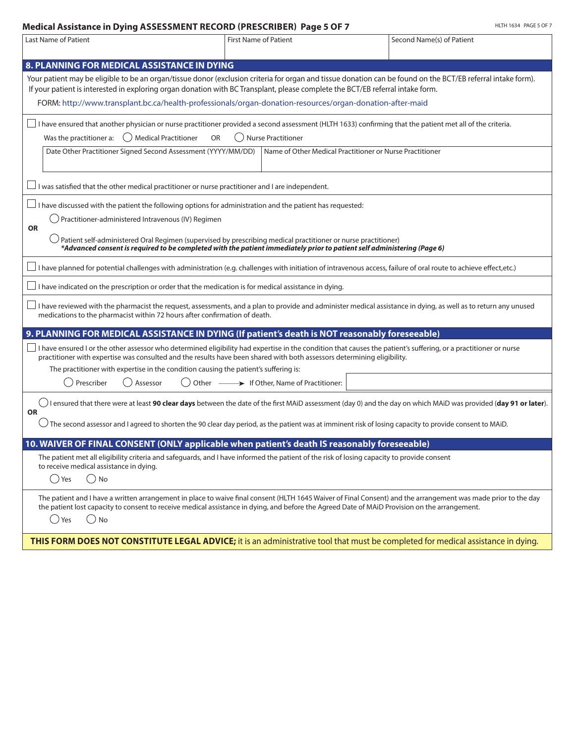## Medical Assistance in Dying ASSESSMENT RECORD (PRESCRIBER) Page 5 OF 7

| Last Name of Patient | First Name of Patient | Second Name(s) of Patient |
| --- | --- | --- |
| | | |

### 8. PLANNING FOR MEDICAL ASSISTANCE IN DYING

Your patient may be eligible to be an organ/tissue donor (exclusion criteria for organ and tissue donation can be found on the BCT/EB referral intake form). If your patient is interested in exploring organ donation with BC Transplant, please complete the BCT/EB referral intake form.

FORM: http://www.transplant.bc.ca/health-professionals/organ-donation-resources/organ-donation-after-maid

☐ I have ensured that another physician or nurse practitioner provided a second assessment (HLTH 1633) confirming that the patient met all of the criteria.

Was the practitioner a: ◯ Medical Practitioner OR ◯ Nurse Practitioner

| Date Other Practitioner Signed Second Assessment (YYYY/MM/DD) | Name of Other Medical Practitioner or Nurse Practitioner |
| --- | --- |
| | |

☐ I was satisfied that the other medical practitioner or nurse practitioner and I are independent.

☐ I have discussed with the patient the following options for administration and the patient has requested:

◯ Practitioner-administered Intravenous (IV) Regimen

**OR**

◯ Patient self-administered Oral Regimen (supervised by prescribing medical practitioner or nurse practitioner)
***Advanced consent is required to be completed with the patient immediately prior to patient self administering (Page 6)***

☐ I have planned for potential challenges with administration (e.g. challenges with initiation of intravenous access, failure of oral route to achieve effect,etc.)

☐ I have indicated on the prescription or order that the medication is for medical assistance in dying.

☐ I have reviewed with the pharmacist the request, assessments, and a plan to provide and administer medical assistance in dying, as well as to return any unused medications to the pharmacist within 72 hours after confirmation of death.

### 9. PLANNING FOR MEDICAL ASSISTANCE IN DYING (If patient's death is NOT reasonably foreseeable)

☐ I have ensured I or the other assessor who determined eligibility had expertise in the condition that causes the patient's suffering, or a practitioner or nurse practitioner with expertise was consulted and the results have been shared with both assessors determining eligibility.

The practitioner with expertise in the condition causing the patient's suffering is:

◯ Prescriber ◯ Assessor ◯ Other → If Other, Name of Practitioner: ____________

◯ I ensured that there were at least **90 clear days** between the date of the first MAiD assessment (day 0) and the day on which MAiD was provided (**day 91 or later**).

**OR**

◯ The second assessor and I agreed to shorten the 90 clear day period, as the patient was at imminent risk of losing capacity to provide consent to MAiD.

### 10. WAIVER OF FINAL CONSENT (ONLY applicable when patient's death IS reasonably foreseeable)

The patient met all eligibility criteria and safeguards, and I have informed the patient of the risk of losing capacity to provide consent to receive medical assistance in dying.

◯ Yes ◯ No

The patient and I have a written arrangement in place to waive final consent (HLTH 1645 Waiver of Final Consent) and the arrangement was made prior to the day the patient lost capacity to consent to receive medical assistance in dying, and before the Agreed Date of MAiD Provision on the arrangement.

◯ Yes ◯ No

**THIS FORM DOES NOT CONSTITUTE LEGAL ADVICE;** it is an administrative tool that must be completed for medical assistance in dying.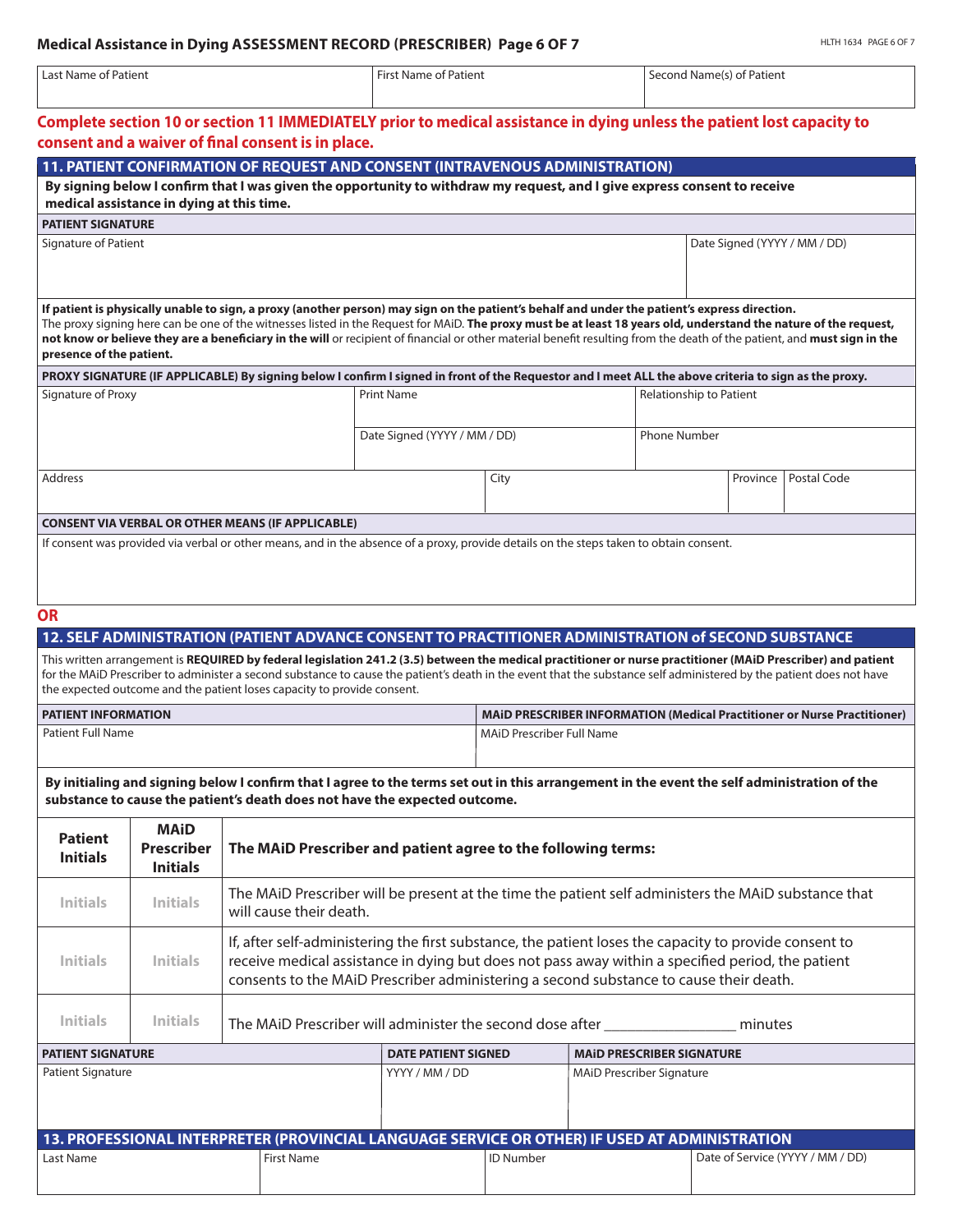| Last Name of Patient | First Name of Patient | Second Name(s) of Patient |
|---|---|---|
| | | |

**Complete section 10 or section 11 IMMEDIATELY prior to medical assistance in dying unless the patient lost capacity to consent and a waiver of final consent is in place.**

## 11. PATIENT CONFIRMATION OF REQUEST AND CONSENT (INTRAVENOUS ADMINISTRATION)

**By signing below I confirm that I was given the opportunity to withdraw my request, and I give express consent to receive medical assistance in dying at this time.**

**PATIENT SIGNATURE**

| Signature of Patient | Date Signed (YYYY / MM / DD) |
|---|---|
| | |

**If patient is physically unable to sign, a proxy (another person) may sign on the patient's behalf and under the patient's express direction.** The proxy signing here can be one of the witnesses listed in the Request for MAiD. **The proxy must be at least 18 years old, understand the nature of the request, not know or believe they are a beneficiary in the will** or recipient of financial or other material benefit resulting from the death of the patient, and **must sign in the presence of the patient.**

**PROXY SIGNATURE (IF APPLICABLE) By signing below I confirm I signed in front of the Requestor and I meet ALL the above criteria to sign as the proxy.**

| Signature of Proxy | Print Name | | Relationship to Patient | |
|---|---|---|---|---|
| | Date Signed (YYYY / MM / DD) | | Phone Number | |
| Address | City | | Province | Postal Code |

**CONSENT VIA VERBAL OR OTHER MEANS (IF APPLICABLE)**

If consent was provided via verbal or other means, and in the absence of a proxy, provide details on the steps taken to obtain consent.

**OR**

## 12. SELF ADMINISTRATION (PATIENT ADVANCE CONSENT TO PRACTITIONER ADMINISTRATION of SECOND SUBSTANCE

This written arrangement is **REQUIRED by federal legislation 241.2 (3.5) between the medical practitioner or nurse practitioner (MAiD Prescriber) and patient** for the MAiD Prescriber to administer a second substance to cause the patient's death in the event that the substance self administered by the patient does not have the expected outcome and the patient loses capacity to provide consent.

| PATIENT INFORMATION | MAiD PRESCRIBER INFORMATION (Medical Practitioner or Nurse Practitioner) |
|---|---|
| Patient Full Name | MAiD Prescriber Full Name |

**By initialing and signing below I confirm that I agree to the terms set out in this arrangement in the event the self administration of the substance to cause the patient's death does not have the expected outcome.**

| Patient Initials | MAiD Prescriber Initials | The MAiD Prescriber and patient agree to the following terms: |
|---|---|---|
| Initials | Initials | The MAiD Prescriber will be present at the time the patient self administers the MAiD substance that will cause their death. |
| Initials | Initials | If, after self-administering the first substance, the patient loses the capacity to provide consent to receive medical assistance in dying but does not pass away within a specified period, the patient consents to the MAiD Prescriber administering a second substance to cause their death. |
| Initials | Initials | The MAiD Prescriber will administer the second dose after _________________ minutes |

| PATIENT SIGNATURE | DATE PATIENT SIGNED | MAiD PRESCRIBER SIGNATURE |
|---|---|---|
| Patient Signature | YYYY / MM / DD | MAiD Prescriber Signature |

## 13. PROFESSIONAL INTERPRETER (PROVINCIAL LANGUAGE SERVICE OR OTHER) IF USED AT ADMINISTRATION

| Last Name | First Name | ID Number | Date of Service (YYYY / MM / DD) |
|---|---|---|---|
| | | | |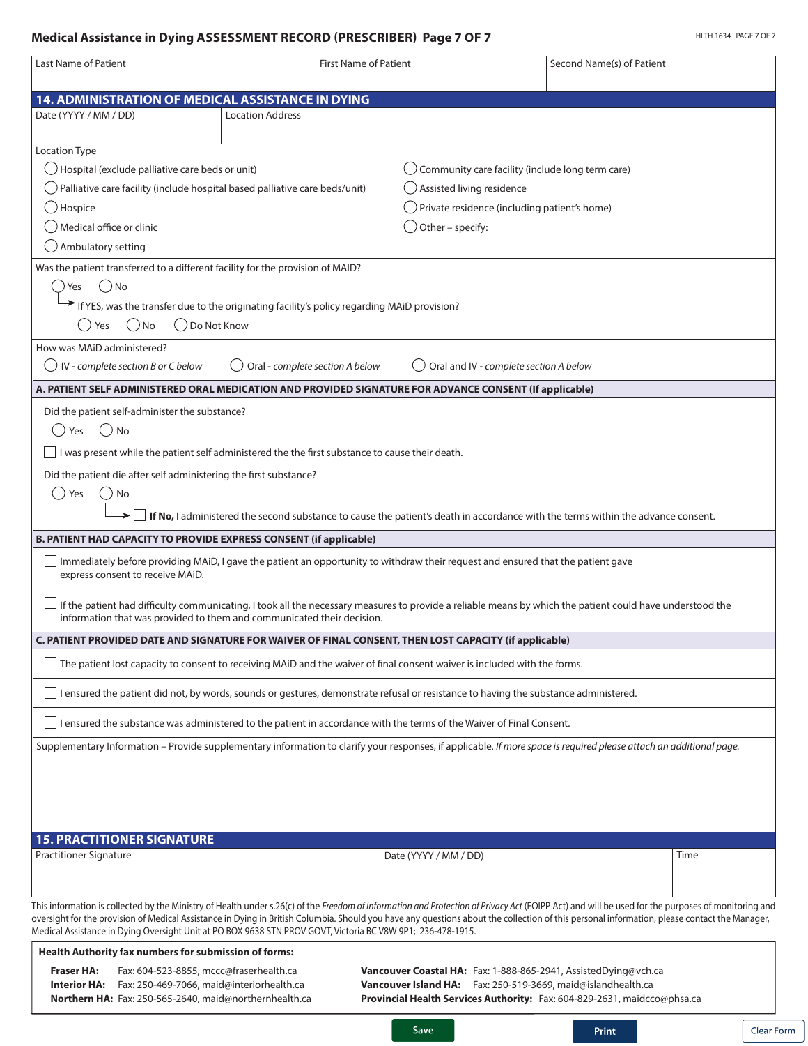# Medical Assistance in Dying ASSESSMENT RECORD (PRESCRIBER) Page 7 OF 7

| Last Name of Patient | First Name of Patient | Second Name(s) of Patient |
|---|---|---|
| | | |

## 14. ADMINISTRATION OF MEDICAL ASSISTANCE IN DYING

| Date (YYYY / MM / DD) | Location Address |
|---|---|
| | |

Location Type

- ◯ Hospital (exclude palliative care beds or unit)
- ◯ Palliative care facility (include hospital based palliative care beds/unit)
- ◯ Hospice
- ◯ Medical office or clinic
- ◯ Ambulatory setting
- ◯ Community care facility (include long term care)
- ◯ Assisted living residence
- ◯ Private residence (including patient's home)
- ◯ Other – specify: ____________________

Was the patient transferred to a different facility for the provision of MAID?

◯ Yes ◯ No

→ If YES, was the transfer due to the originating facility's policy regarding MAiD provision?

◯ Yes ◯ No ◯ Do Not Know

How was MAiD administered?

◯ IV - *complete section B or C below* ◯ Oral - *complete section A below* ◯ Oral and IV - *complete section A below*

### A. PATIENT SELF ADMINISTERED ORAL MEDICATION AND PROVIDED SIGNATURE FOR ADVANCE CONSENT (If applicable)

Did the patient self-administer the substance?

◯ Yes ◯ No

☐ I was present while the patient self administered the the first substance to cause their death.

Did the patient die after self administering the first substance?

◯ Yes ◯ No

→ ☐ **If No,** I administered the second substance to cause the patient's death in accordance with the terms within the advance consent.

### B. PATIENT HAD CAPACITY TO PROVIDE EXPRESS CONSENT (if applicable)

☐ Immediately before providing MAiD, I gave the patient an opportunity to withdraw their request and ensured that the patient gave express consent to receive MAiD.

☐ If the patient had difficulty communicating, I took all the necessary measures to provide a reliable means by which the patient could have understood the information that was provided to them and communicated their decision.

### C. PATIENT PROVIDED DATE AND SIGNATURE FOR WAIVER OF FINAL CONSENT, THEN LOST CAPACITY (if applicable)

☐ The patient lost capacity to consent to receiving MAiD and the waiver of final consent waiver is included with the forms.

☐ I ensured the patient did not, by words, sounds or gestures, demonstrate refusal or resistance to having the substance administered.

☐ I ensured the substance was administered to the patient in accordance with the terms of the Waiver of Final Consent.

Supplementary Information – Provide supplementary information to clarify your responses, if applicable. *If more space is required please attach an additional page.*

## 15. PRACTITIONER SIGNATURE

| Practitioner Signature | Date (YYYY / MM / DD) | Time |
|---|---|---|
| | | |

This information is collected by the Ministry of Health under s.26(c) of the *Freedom of Information and Protection of Privacy Act* (FOIPP Act) and will be used for the purposes of monitoring and oversight for the provision of Medical Assistance in Dying in British Columbia. Should you have any questions about the collection of this personal information, please contact the Manager, Medical Assistance in Dying Oversight Unit at PO BOX 9638 STN PROV GOVT, Victoria BC V8W 9P1; 236-478-1915.

**Health Authority fax numbers for submission of forms:**

- **Fraser HA:** Fax: 604-523-8855, mccc@fraserhealth.ca
- **Interior HA:** Fax: 250-469-7066, maid@interiorhealth.ca
- **Northern HA:** Fax: 250-565-2640, maid@northernhealth.ca
- **Vancouver Coastal HA:** Fax: 1-888-865-2941, AssistedDying@vch.ca
- **Vancouver Island HA:** Fax: 250-519-3669, maid@islandhealth.ca
- **Provincial Health Services Authority:** Fax: 604-829-2631, maidcco@phsa.ca

Save Print Clear Form